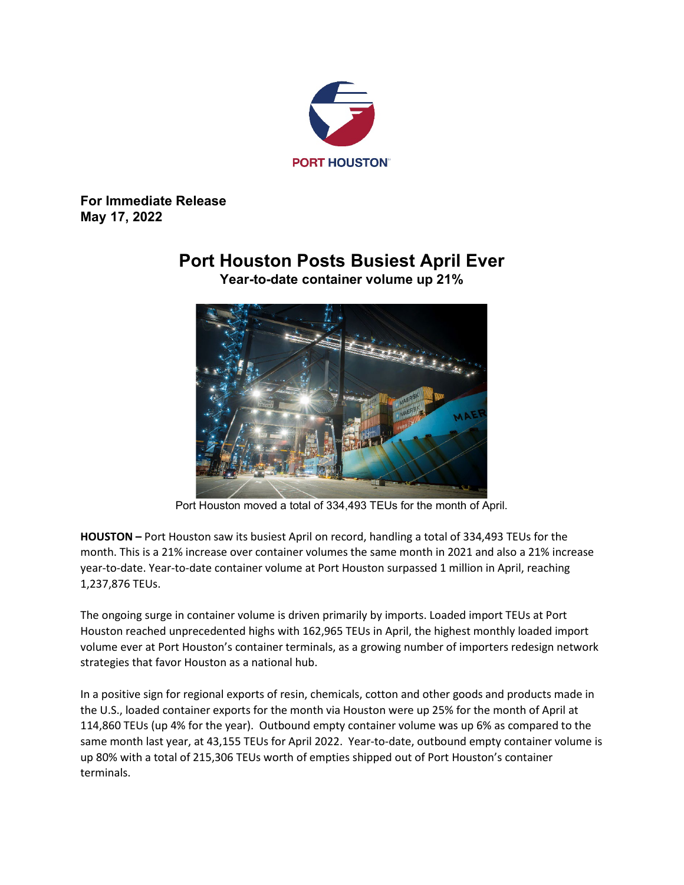PORT HOUSTON

**For Immediate Release**
**May 17, 2022**

# Port Houston Posts Busiest April Ever

## Year-to-date container volume up 21%

Port Houston moved a total of 334,493 TEUs for the month of April.

**HOUSTON –** Port Houston saw its busiest April on record, handling a total of 334,493 TEUs for the month. This is a 21% increase over container volumes the same month in 2021 and also a 21% increase year-to-date. Year-to-date container volume at Port Houston surpassed 1 million in April, reaching 1,237,876 TEUs.

The ongoing surge in container volume is driven primarily by imports. Loaded import TEUs at Port Houston reached unprecedented highs with 162,965 TEUs in April, the highest monthly loaded import volume ever at Port Houston's container terminals, as a growing number of importers redesign network strategies that favor Houston as a national hub.

In a positive sign for regional exports of resin, chemicals, cotton and other goods and products made in the U.S., loaded container exports for the month via Houston were up 25% for the month of April at 114,860 TEUs (up 4% for the year). Outbound empty container volume was up 6% as compared to the same month last year, at 43,155 TEUs for April 2022. Year-to-date, outbound empty container volume is up 80% with a total of 215,306 TEUs worth of empties shipped out of Port Houston's container terminals.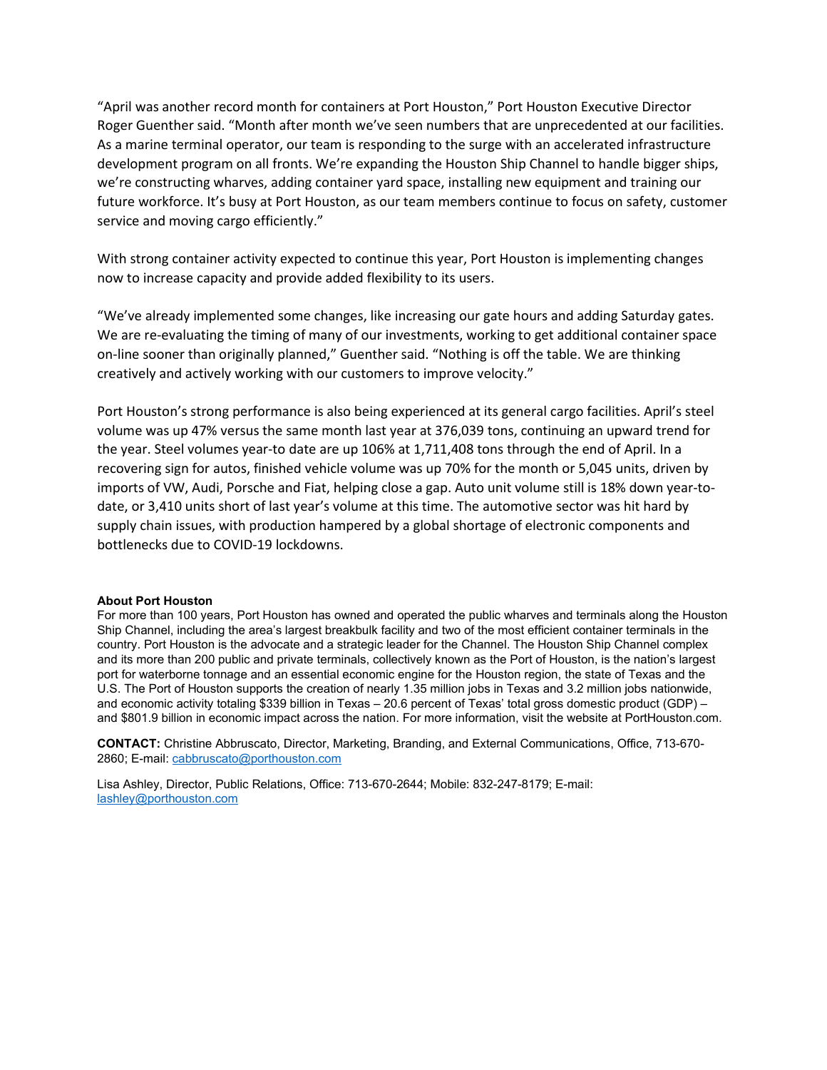"April was another record month for containers at Port Houston," Port Houston Executive Director Roger Guenther said. "Month after month we've seen numbers that are unprecedented at our facilities. As a marine terminal operator, our team is responding to the surge with an accelerated infrastructure development program on all fronts. We're expanding the Houston Ship Channel to handle bigger ships, we're constructing wharves, adding container yard space, installing new equipment and training our future workforce. It's busy at Port Houston, as our team members continue to focus on safety, customer service and moving cargo efficiently."

With strong container activity expected to continue this year, Port Houston is implementing changes now to increase capacity and provide added flexibility to its users.

"We've already implemented some changes, like increasing our gate hours and adding Saturday gates. We are re-evaluating the timing of many of our investments, working to get additional container space on-line sooner than originally planned," Guenther said. "Nothing is off the table. We are thinking creatively and actively working with our customers to improve velocity."

Port Houston's strong performance is also being experienced at its general cargo facilities. April's steel volume was up 47% versus the same month last year at 376,039 tons, continuing an upward trend for the year. Steel volumes year-to date are up 106% at 1,711,408 tons through the end of April. In a recovering sign for autos, finished vehicle volume was up 70% for the month or 5,045 units, driven by imports of VW, Audi, Porsche and Fiat, helping close a gap. Auto unit volume still is 18% down year-to-date, or 3,410 units short of last year's volume at this time. The automotive sector was hit hard by supply chain issues, with production hampered by a global shortage of electronic components and bottlenecks due to COVID-19 lockdowns.

**About Port Houston**

For more than 100 years, Port Houston has owned and operated the public wharves and terminals along the Houston Ship Channel, including the area's largest breakbulk facility and two of the most efficient container terminals in the country. Port Houston is the advocate and a strategic leader for the Channel. The Houston Ship Channel complex and its more than 200 public and private terminals, collectively known as the Port of Houston, is the nation's largest port for waterborne tonnage and an essential economic engine for the Houston region, the state of Texas and the U.S. The Port of Houston supports the creation of nearly 1.35 million jobs in Texas and 3.2 million jobs nationwide, and economic activity totaling $339 billion in Texas – 20.6 percent of Texas' total gross domestic product (GDP) – and $801.9 billion in economic impact across the nation. For more information, visit the website at PortHouston.com.

**CONTACT:** Christine Abbruscato, Director, Marketing, Branding, and External Communications, Office, 713-670-2860; E-mail: cabbruscato@porthouston.com

Lisa Ashley, Director, Public Relations, Office: 713-670-2644; Mobile: 832-247-8179; E-mail: lashley@porthouston.com